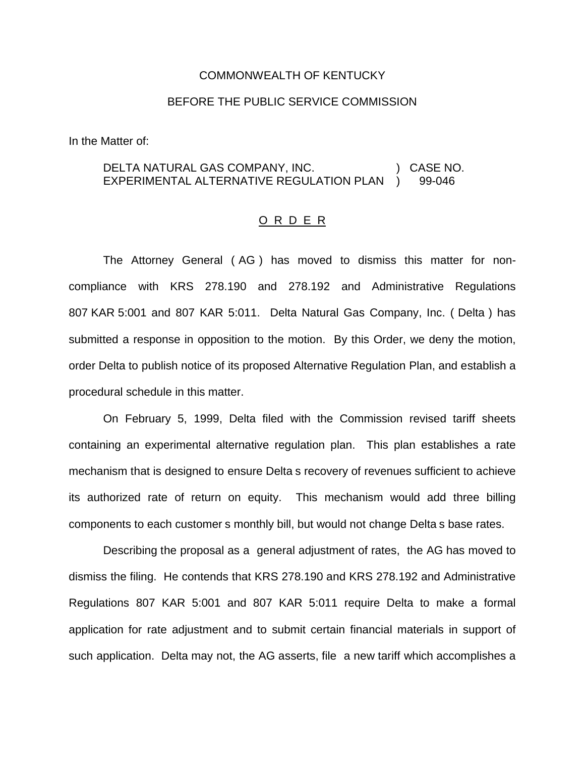COMMONWEALTH OF KENTUCKY

BEFORE THE PUBLIC SERVICE COMMISSION

In the Matter of:

| | | |
|---|---|---|
| DELTA NATURAL GAS COMPANY, INC. EXPERIMENTAL ALTERNATIVE REGULATION PLAN | ) ) | CASE NO. 99-046 |

<u>O R D E R</u>

The Attorney General ( AG ) has moved to dismiss this matter for non-compliance with KRS 278.190 and 278.192 and Administrative Regulations 807 KAR 5:001 and 807 KAR 5:011. Delta Natural Gas Company, Inc. ( Delta ) has submitted a response in opposition to the motion. By this Order, we deny the motion, order Delta to publish notice of its proposed Alternative Regulation Plan, and establish a procedural schedule in this matter.

On February 5, 1999, Delta filed with the Commission revised tariff sheets containing an experimental alternative regulation plan. This plan establishes a rate mechanism that is designed to ensure Delta s recovery of revenues sufficient to achieve its authorized rate of return on equity. This mechanism would add three billing components to each customer s monthly bill, but would not change Delta s base rates.

Describing the proposal as a general adjustment of rates, the AG has moved to dismiss the filing. He contends that KRS 278.190 and KRS 278.192 and Administrative Regulations 807 KAR 5:001 and 807 KAR 5:011 require Delta to make a formal application for rate adjustment and to submit certain financial materials in support of such application. Delta may not, the AG asserts, file a new tariff which accomplishes a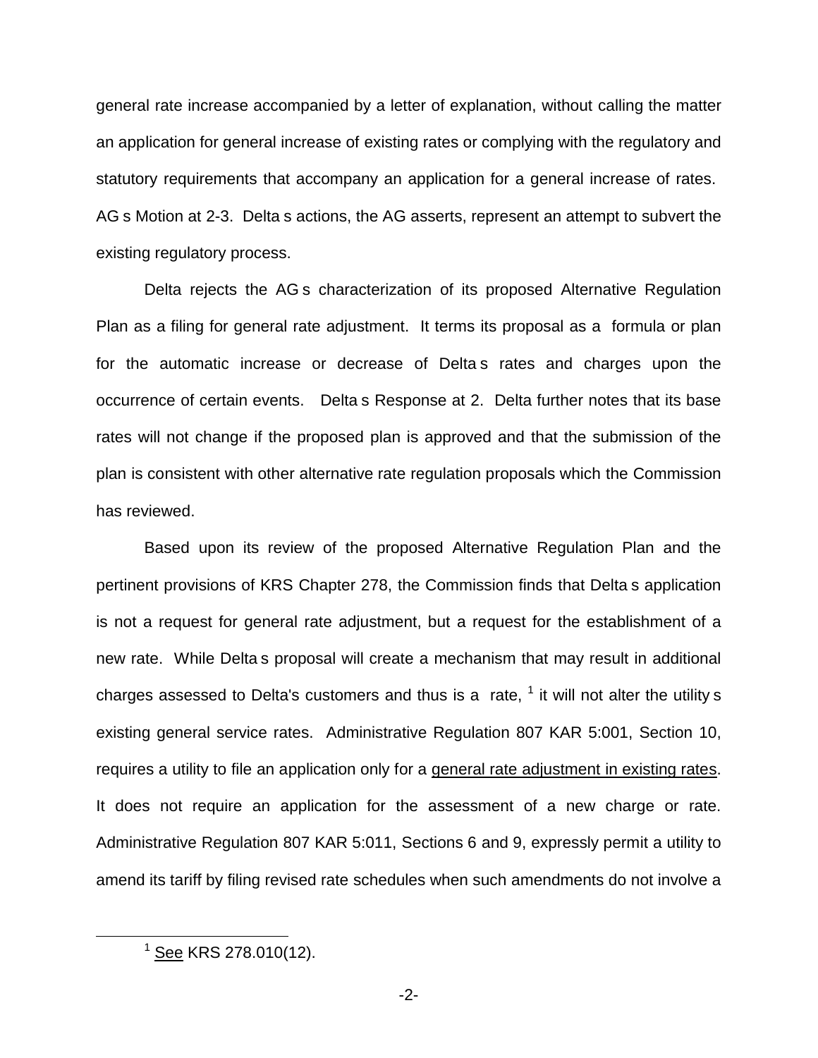general rate increase accompanied by a letter of explanation, without calling the matter an application for general increase of existing rates or complying with the regulatory and statutory requirements that accompany an application for a general increase of rates. AG s Motion at 2-3. Delta s actions, the AG asserts, represent an attempt to subvert the existing regulatory process.

Delta rejects the AG s characterization of its proposed Alternative Regulation Plan as a filing for general rate adjustment. It terms its proposal as a formula or plan for the automatic increase or decrease of Delta s rates and charges upon the occurrence of certain events. Delta s Response at 2. Delta further notes that its base rates will not change if the proposed plan is approved and that the submission of the plan is consistent with other alternative rate regulation proposals which the Commission has reviewed.

Based upon its review of the proposed Alternative Regulation Plan and the pertinent provisions of KRS Chapter 278, the Commission finds that Delta s application is not a request for general rate adjustment, but a request for the establishment of a new rate. While Delta s proposal will create a mechanism that may result in additional charges assessed to Delta's customers and thus is a rate, [1] it will not alter the utility s existing general service rates. Administrative Regulation 807 KAR 5:001, Section 10, requires a utility to file an application only for a <u>general rate adjustment in existing rates</u>. It does not require an application for the assessment of a new charge or rate. Administrative Regulation 807 KAR 5:011, Sections 6 and 9, expressly permit a utility to amend its tariff by filing revised rate schedules when such amendments do not involve a

[1] <u>See</u> KRS 278.010(12).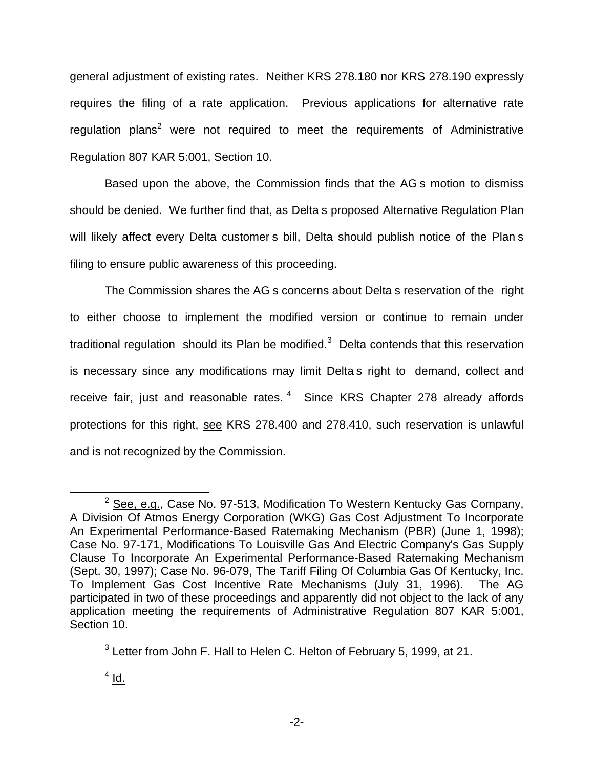general adjustment of existing rates. Neither KRS 278.180 nor KRS 278.190 expressly requires the filing of a rate application. Previous applications for alternative rate regulation plans[2] were not required to meet the requirements of Administrative Regulation 807 KAR 5:001, Section 10.

Based upon the above, the Commission finds that the AG s motion to dismiss should be denied. We further find that, as Delta s proposed Alternative Regulation Plan will likely affect every Delta customer s bill, Delta should publish notice of the Plan s filing to ensure public awareness of this proceeding.

The Commission shares the AG s concerns about Delta s reservation of the right to either choose to implement the modified version or continue to remain under traditional regulation should its Plan be modified.[3] Delta contends that this reservation is necessary since any modifications may limit Delta s right to demand, collect and receive fair, just and reasonable rates.[4] Since KRS Chapter 278 already affords protections for this right, see KRS 278.400 and 278.410, such reservation is unlawful and is not recognized by the Commission.

---

[2] See, e.g., Case No. 97-513, Modification To Western Kentucky Gas Company, A Division Of Atmos Energy Corporation (WKG) Gas Cost Adjustment To Incorporate An Experimental Performance-Based Ratemaking Mechanism (PBR) (June 1, 1998); Case No. 97-171, Modifications To Louisville Gas And Electric Company's Gas Supply Clause To Incorporate An Experimental Performance-Based Ratemaking Mechanism (Sept. 30, 1997); Case No. 96-079, The Tariff Filing Of Columbia Gas Of Kentucky, Inc. To Implement Gas Cost Incentive Rate Mechanisms (July 31, 1996). The AG participated in two of these proceedings and apparently did not object to the lack of any application meeting the requirements of Administrative Regulation 807 KAR 5:001, Section 10.

[3] Letter from John F. Hall to Helen C. Helton of February 5, 1999, at 21.

[4] Id.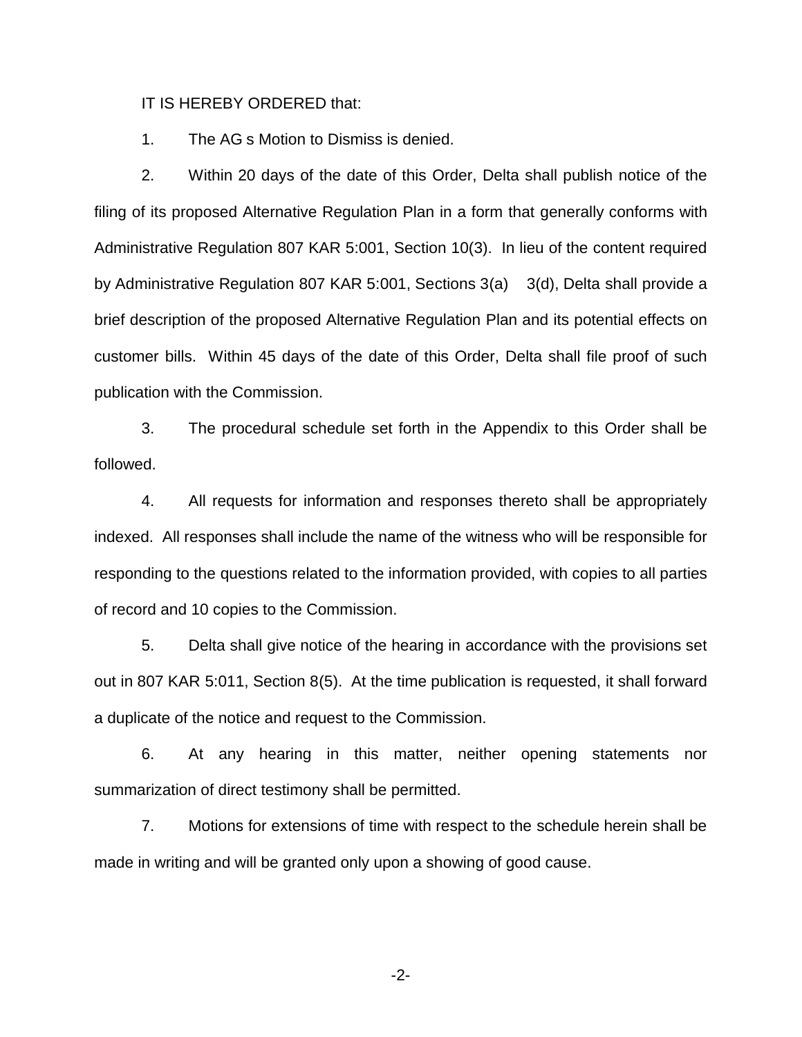IT IS HEREBY ORDERED that:

1. The AG s Motion to Dismiss is denied.

2. Within 20 days of the date of this Order, Delta shall publish notice of the filing of its proposed Alternative Regulation Plan in a form that generally conforms with Administrative Regulation 807 KAR 5:001, Section 10(3). In lieu of the content required by Administrative Regulation 807 KAR 5:001, Sections 3(a) 3(d), Delta shall provide a brief description of the proposed Alternative Regulation Plan and its potential effects on customer bills. Within 45 days of the date of this Order, Delta shall file proof of such publication with the Commission.

3. The procedural schedule set forth in the Appendix to this Order shall be followed.

4. All requests for information and responses thereto shall be appropriately indexed. All responses shall include the name of the witness who will be responsible for responding to the questions related to the information provided, with copies to all parties of record and 10 copies to the Commission.

5. Delta shall give notice of the hearing in accordance with the provisions set out in 807 KAR 5:011, Section 8(5). At the time publication is requested, it shall forward a duplicate of the notice and request to the Commission.

6. At any hearing in this matter, neither opening statements nor summarization of direct testimony shall be permitted.

7. Motions for extensions of time with respect to the schedule herein shall be made in writing and will be granted only upon a showing of good cause.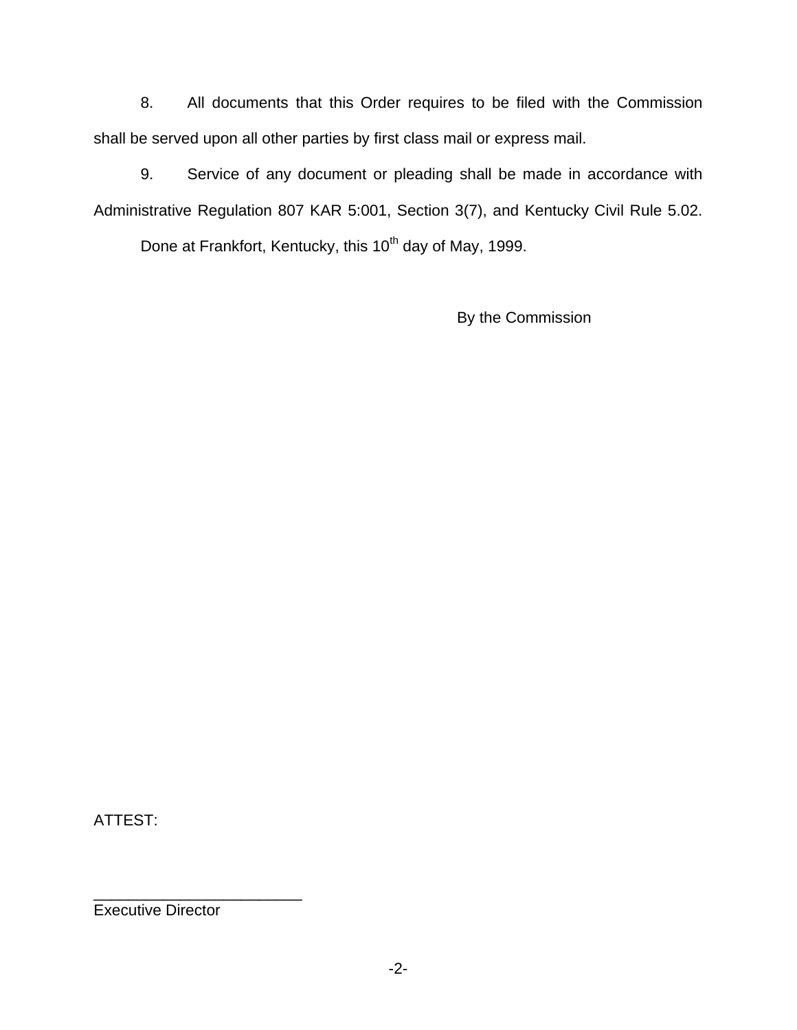8. All documents that this Order requires to be filed with the Commission shall be served upon all other parties by first class mail or express mail.

9. Service of any document or pleading shall be made in accordance with Administrative Regulation 807 KAR 5:001, Section 3(7), and Kentucky Civil Rule 5.02.

Done at Frankfort, Kentucky, this 10th day of May, 1999.

By the Commission

ATTEST:

\_\_\_\_\_\_\_\_\_\_\_\_\_\_\_\_\_\_\_\_\_\_\_\_

Executive Director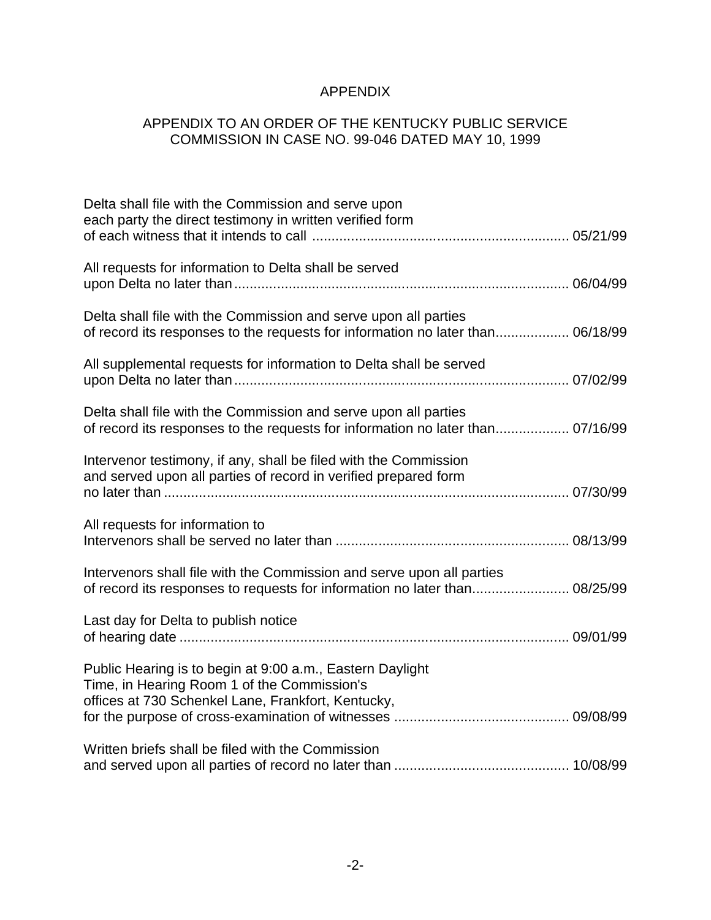# APPENDIX

## APPENDIX TO AN ORDER OF THE KENTUCKY PUBLIC SERVICE COMMISSION IN CASE NO. 99-046 DATED MAY 10, 1999

| | |
|---|---|
| Delta shall file with the Commission and serve upon each party the direct testimony in written verified form of each witness that it intends to call | 05/21/99 |
| All requests for information to Delta shall be served upon Delta no later than | 06/04/99 |
| Delta shall file with the Commission and serve upon all parties of record its responses to the requests for information no later than | 06/18/99 |
| All supplemental requests for information to Delta shall be served upon Delta no later than | 07/02/99 |
| Delta shall file with the Commission and serve upon all parties of record its responses to the requests for information no later than | 07/16/99 |
| Intervenor testimony, if any, shall be filed with the Commission and served upon all parties of record in verified prepared form no later than | 07/30/99 |
| All requests for information to Intervenors shall be served no later than | 08/13/99 |
| Intervenors shall file with the Commission and serve upon all parties of record its responses to requests for information no later than | 08/25/99 |
| Last day for Delta to publish notice of hearing date | 09/01/99 |
| Public Hearing is to begin at 9:00 a.m., Eastern Daylight Time, in Hearing Room 1 of the Commission's offices at 730 Schenkel Lane, Frankfort, Kentucky, for the purpose of cross-examination of witnesses | 09/08/99 |
| Written briefs shall be filed with the Commission and served upon all parties of record no later than | 10/08/99 |